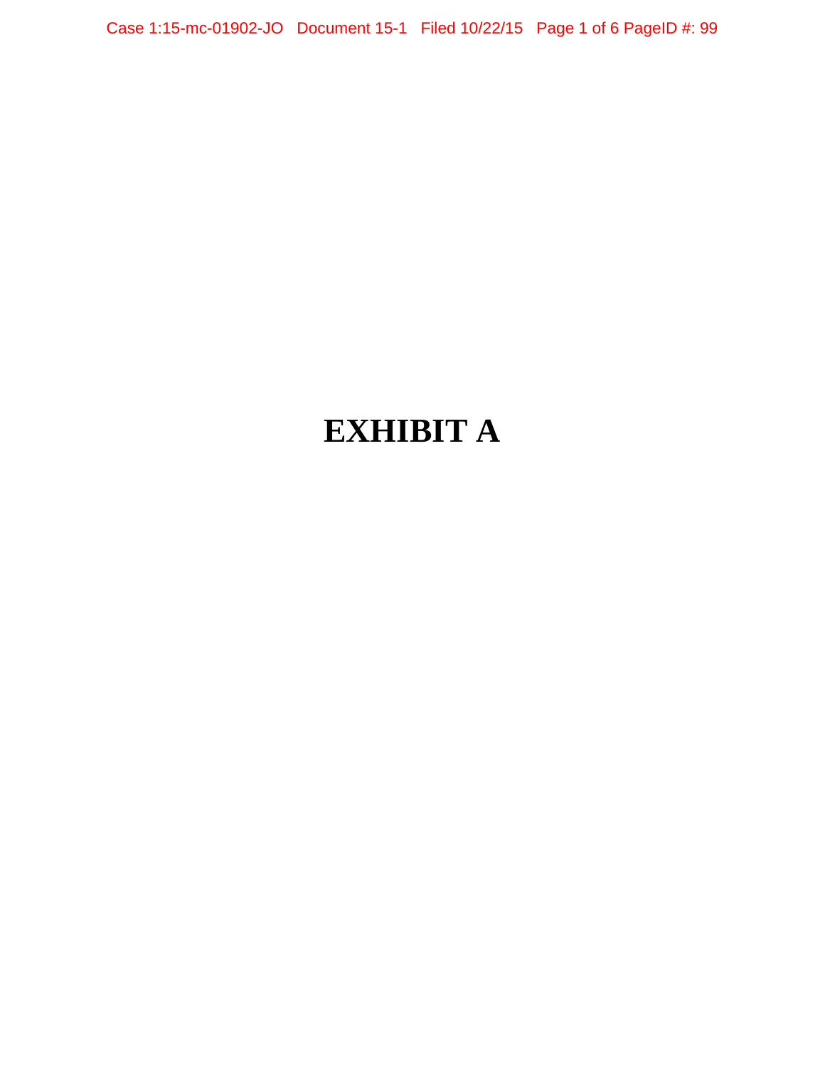# EXHIBIT A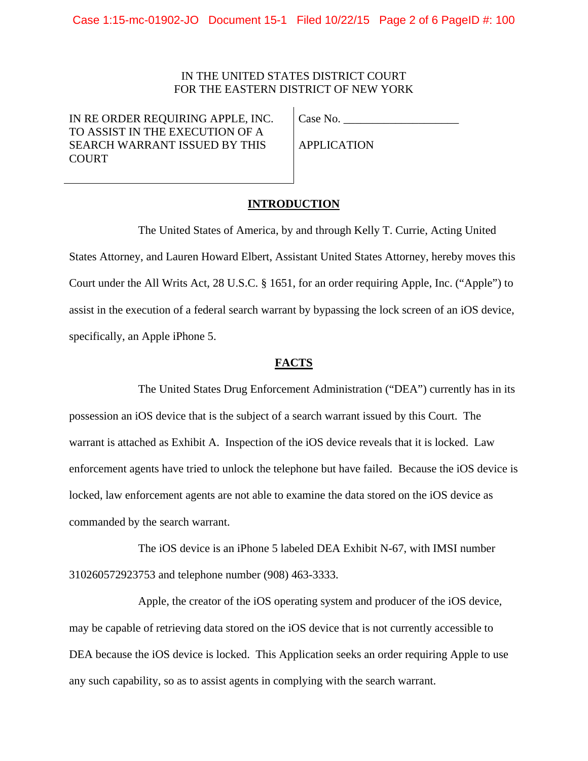IN THE UNITED STATES DISTRICT COURT
FOR THE EASTERN DISTRICT OF NEW YORK

| IN RE ORDER REQUIRING APPLE, INC. TO ASSIST IN THE EXECUTION OF A SEARCH WARRANT ISSUED BY THIS COURT | Case No. ____________________ APPLICATION |
| --- | --- |

## INTRODUCTION

The United States of America, by and through Kelly T. Currie, Acting United States Attorney, and Lauren Howard Elbert, Assistant United States Attorney, hereby moves this Court under the All Writs Act, 28 U.S.C. § 1651, for an order requiring Apple, Inc. ("Apple") to assist in the execution of a federal search warrant by bypassing the lock screen of an iOS device, specifically, an Apple iPhone 5.

## FACTS

The United States Drug Enforcement Administration ("DEA") currently has in its possession an iOS device that is the subject of a search warrant issued by this Court. The warrant is attached as Exhibit A. Inspection of the iOS device reveals that it is locked. Law enforcement agents have tried to unlock the telephone but have failed. Because the iOS device is locked, law enforcement agents are not able to examine the data stored on the iOS device as commanded by the search warrant.

The iOS device is an iPhone 5 labeled DEA Exhibit N-67, with IMSI number 310260572923753 and telephone number (908) 463-3333.

Apple, the creator of the iOS operating system and producer of the iOS device, may be capable of retrieving data stored on the iOS device that is not currently accessible to DEA because the iOS device is locked. This Application seeks an order requiring Apple to use any such capability, so as to assist agents in complying with the search warrant.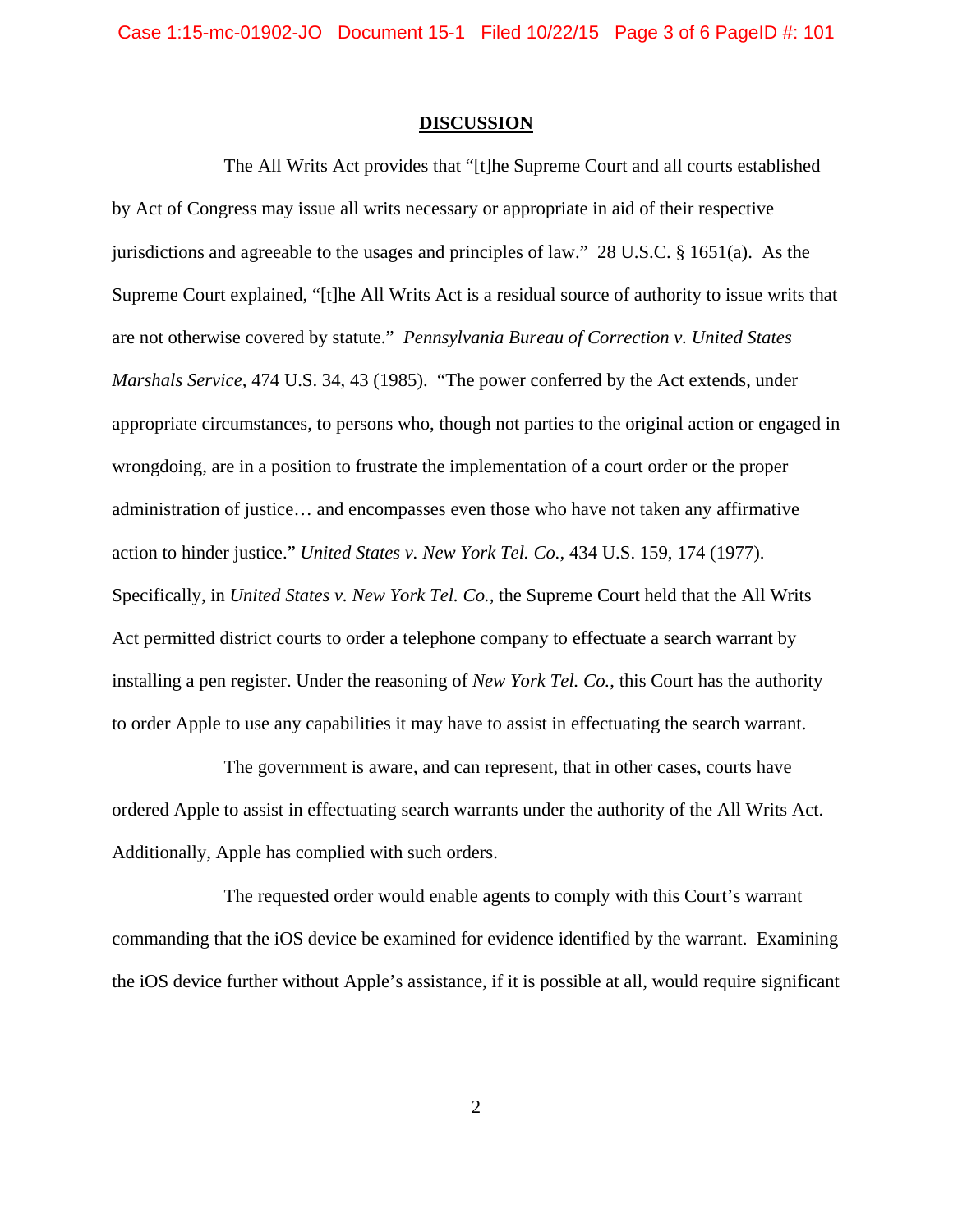## DISCUSSION

The All Writs Act provides that "[t]he Supreme Court and all courts established by Act of Congress may issue all writs necessary or appropriate in aid of their respective jurisdictions and agreeable to the usages and principles of law." 28 U.S.C. § 1651(a). As the Supreme Court explained, "[t]he All Writs Act is a residual source of authority to issue writs that are not otherwise covered by statute." *Pennsylvania Bureau of Correction v. United States Marshals Service*, 474 U.S. 34, 43 (1985). "The power conferred by the Act extends, under appropriate circumstances, to persons who, though not parties to the original action or engaged in wrongdoing, are in a position to frustrate the implementation of a court order or the proper administration of justice… and encompasses even those who have not taken any affirmative action to hinder justice." *United States v. New York Tel. Co.*, 434 U.S. 159, 174 (1977). Specifically, in *United States v. New York Tel. Co.*, the Supreme Court held that the All Writs Act permitted district courts to order a telephone company to effectuate a search warrant by installing a pen register. Under the reasoning of *New York Tel. Co.*, this Court has the authority to order Apple to use any capabilities it may have to assist in effectuating the search warrant.

The government is aware, and can represent, that in other cases, courts have ordered Apple to assist in effectuating search warrants under the authority of the All Writs Act. Additionally, Apple has complied with such orders.

The requested order would enable agents to comply with this Court's warrant commanding that the iOS device be examined for evidence identified by the warrant. Examining the iOS device further without Apple's assistance, if it is possible at all, would require significant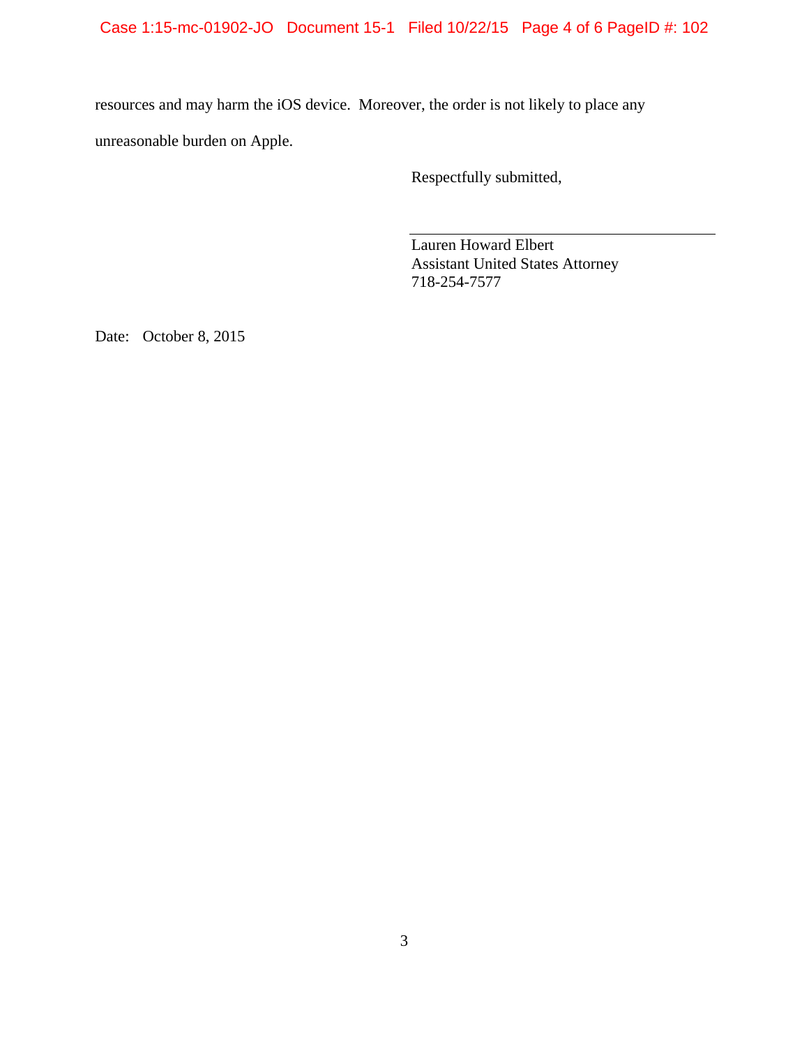resources and may harm the iOS device. Moreover, the order is not likely to place any unreasonable burden on Apple.

Respectfully submitted,

\_\_\_\_\_\_\_\_\_\_\_\_\_\_\_\_\_\_\_\_\_\_\_\_\_\_\_\_\_\_\_\_

Lauren Howard Elbert
Assistant United States Attorney
718-254-7577

Date: October 8, 2015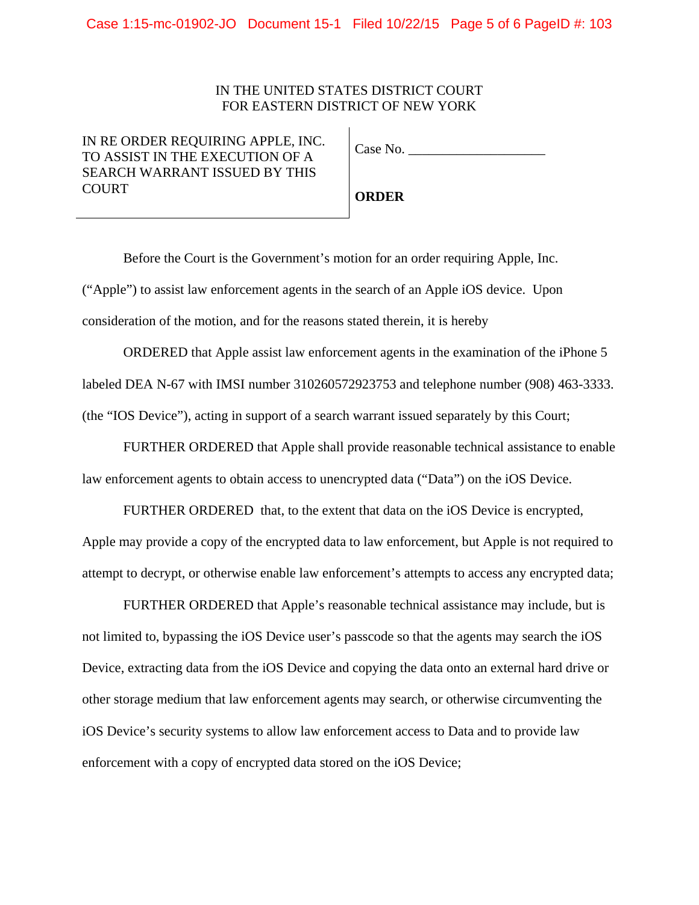IN THE UNITED STATES DISTRICT COURT
FOR EASTERN DISTRICT OF NEW YORK

| IN RE ORDER REQUIRING APPLE, INC. TO ASSIST IN THE EXECUTION OF A SEARCH WARRANT ISSUED BY THIS COURT | Case No. ____________________<br><br>**ORDER** |
| --- | --- |

Before the Court is the Government's motion for an order requiring Apple, Inc. ("Apple") to assist law enforcement agents in the search of an Apple iOS device. Upon consideration of the motion, and for the reasons stated therein, it is hereby

ORDERED that Apple assist law enforcement agents in the examination of the iPhone 5 labeled DEA N-67 with IMSI number 310260572923753 and telephone number (908) 463-3333. (the "IOS Device"), acting in support of a search warrant issued separately by this Court;

FURTHER ORDERED that Apple shall provide reasonable technical assistance to enable law enforcement agents to obtain access to unencrypted data ("Data") on the iOS Device.

FURTHER ORDERED that, to the extent that data on the iOS Device is encrypted, Apple may provide a copy of the encrypted data to law enforcement, but Apple is not required to attempt to decrypt, or otherwise enable law enforcement's attempts to access any encrypted data;

FURTHER ORDERED that Apple's reasonable technical assistance may include, but is not limited to, bypassing the iOS Device user's passcode so that the agents may search the iOS Device, extracting data from the iOS Device and copying the data onto an external hard drive or other storage medium that law enforcement agents may search, or otherwise circumventing the iOS Device's security systems to allow law enforcement access to Data and to provide law enforcement with a copy of encrypted data stored on the iOS Device;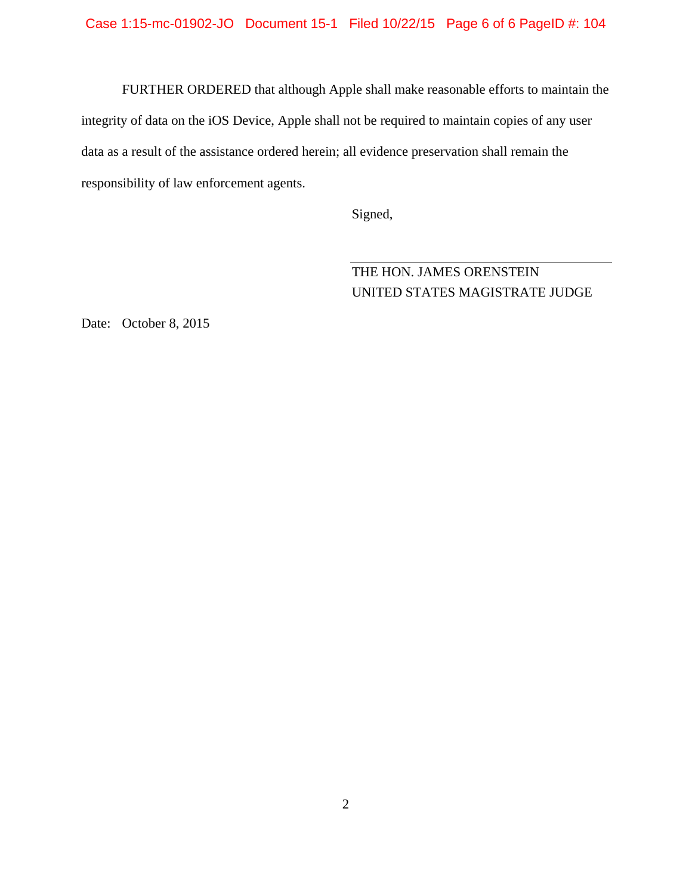FURTHER ORDERED that although Apple shall make reasonable efforts to maintain the integrity of data on the iOS Device, Apple shall not be required to maintain copies of any user data as a result of the assistance ordered herein; all evidence preservation shall remain the responsibility of law enforcement agents.

Signed,

THE HON. JAMES ORENSTEIN
UNITED STATES MAGISTRATE JUDGE

Date: October 8, 2015